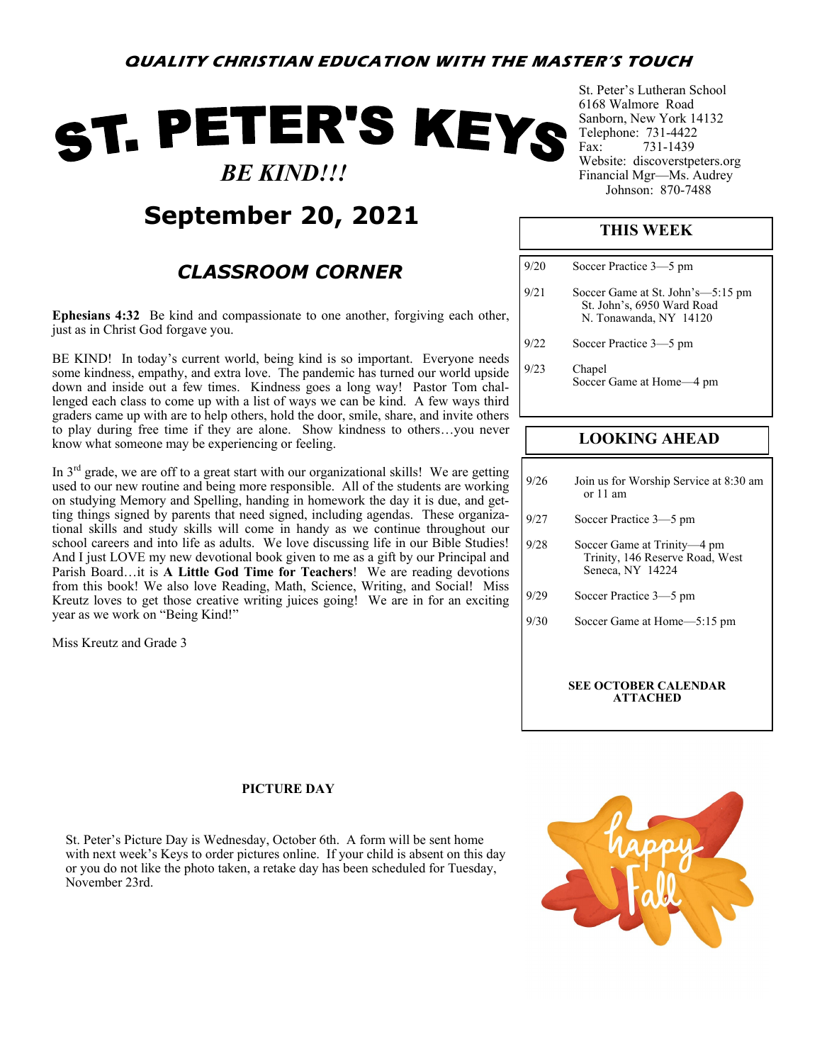**QUALITY CHRISTIAN EDUCATION WITH THE MASTER'S TOUCH**

# ST. PETER'S KEYS

***BE KIND!!!***

## September 20, 2021

St. Peter's Lutheran School
6168 Walmore Road
Sanborn, New York 14132
Telephone: 731-4422
Fax: 731-1439
Website: discoverstpeters.org
Financial Mgr—Ms. Audrey Johnson: 870-7488

## *CLASSROOM CORNER*

**Ephesians 4:32** Be kind and compassionate to one another, forgiving each other, just as in Christ God forgave you.

BE KIND! In today's current world, being kind is so important. Everyone needs some kindness, empathy, and extra love. The pandemic has turned our world upside down and inside out a few times. Kindness goes a long way! Pastor Tom challenged each class to come up with a list of ways we can be kind. A few ways third graders came up with are to help others, hold the door, smile, share, and invite others to play during free time if they are alone. Show kindness to others…you never know what someone may be experiencing or feeling.

In 3rd grade, we are off to a great start with our organizational skills! We are getting used to our new routine and being more responsible. All of the students are working on studying Memory and Spelling, handing in homework the day it is due, and getting things signed by parents that need signed, including agendas. These organizational skills and study skills will come in handy as we continue throughout our school careers and into life as adults. We love discussing life in our Bible Studies! And I just LOVE my new devotional book given to me as a gift by our Principal and Parish Board…it is **A Little God Time for Teachers**! We are reading devotions from this book! We also love Reading, Math, Science, Writing, and Social! Miss Kreutz loves to get those creative writing juices going! We are in for an exciting year as we work on "Being Kind!"

Miss Kreutz and Grade 3

### THIS WEEK

| | |
|---|---|
| 9/20 | Soccer Practice 3—5 pm |
| 9/21 | Soccer Game at St. John's—5:15 pm St. John's, 6950 Ward Road N. Tonawanda, NY 14120 |
| 9/22 | Soccer Practice 3—5 pm |
| 9/23 | Chapel Soccer Game at Home—4 pm |

### LOOKING AHEAD

| | |
|---|---|
| 9/26 | Join us for Worship Service at 8:30 am or 11 am |
| 9/27 | Soccer Practice 3—5 pm |
| 9/28 | Soccer Game at Trinity—4 pm Trinity, 146 Reserve Road, West Seneca, NY 14224 |
| 9/29 | Soccer Practice 3—5 pm |
| 9/30 | Soccer Game at Home—5:15 pm |

**SEE OCTOBER CALENDAR ATTACHED**

**PICTURE DAY**

St. Peter's Picture Day is Wednesday, October 6th. A form will be sent home with next week's Keys to order pictures online. If your child is absent on this day or you do not like the photo taken, a retake day has been scheduled for Tuesday, November 23rd.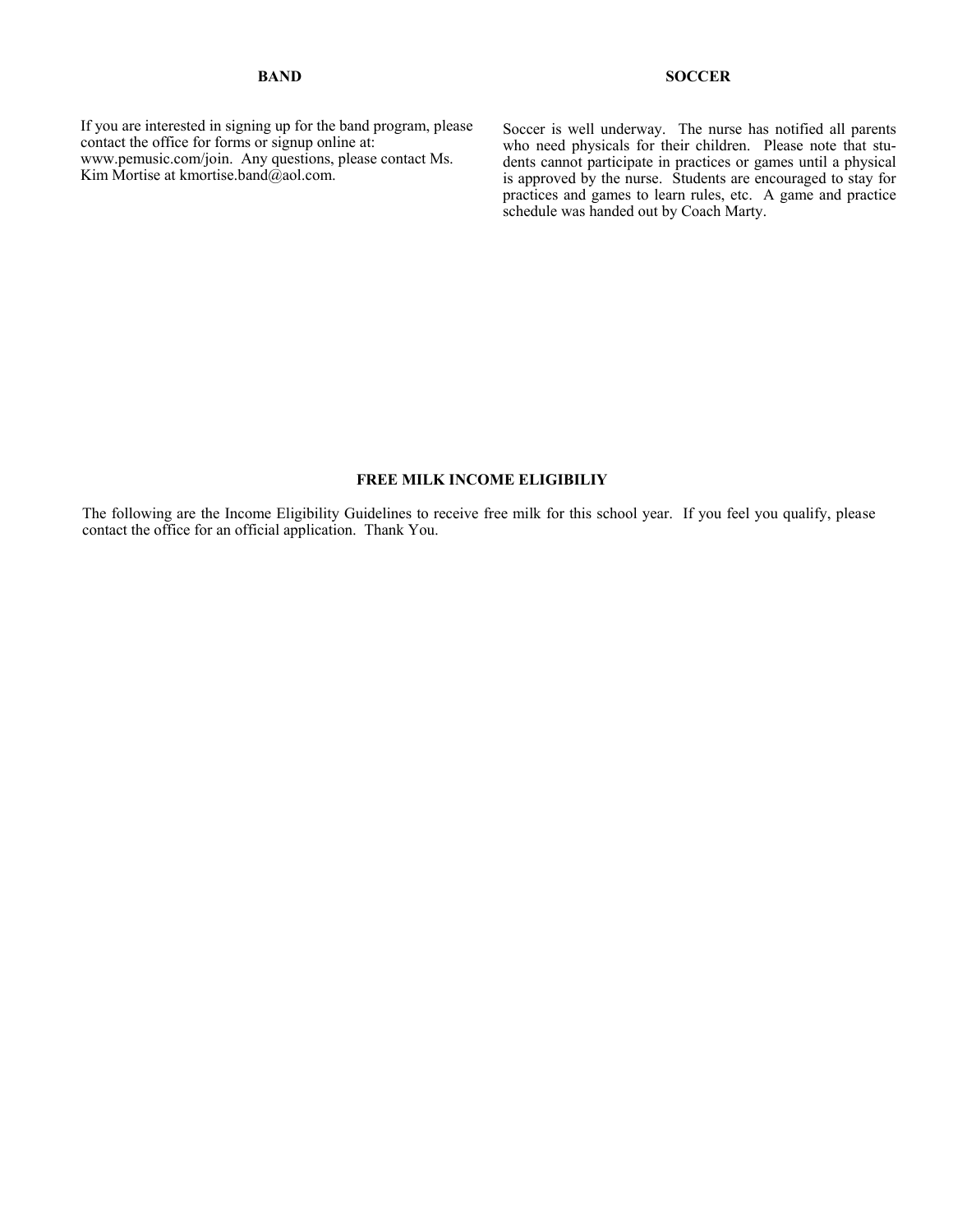## BAND

If you are interested in signing up for the band program, please contact the office for forms or signup online at: www.pemusic.com/join. Any questions, please contact Ms. Kim Mortise at kmortise.band@aol.com.

## SOCCER

Soccer is well underway. The nurse has notified all parents who need physicals for their children. Please note that students cannot participate in practices or games until a physical is approved by the nurse. Students are encouraged to stay for practices and games to learn rules, etc. A game and practice schedule was handed out by Coach Marty.

## FREE MILK INCOME ELIGIBILIY

The following are the Income Eligibility Guidelines to receive free milk for this school year. If you feel you qualify, please contact the office for an official application. Thank You.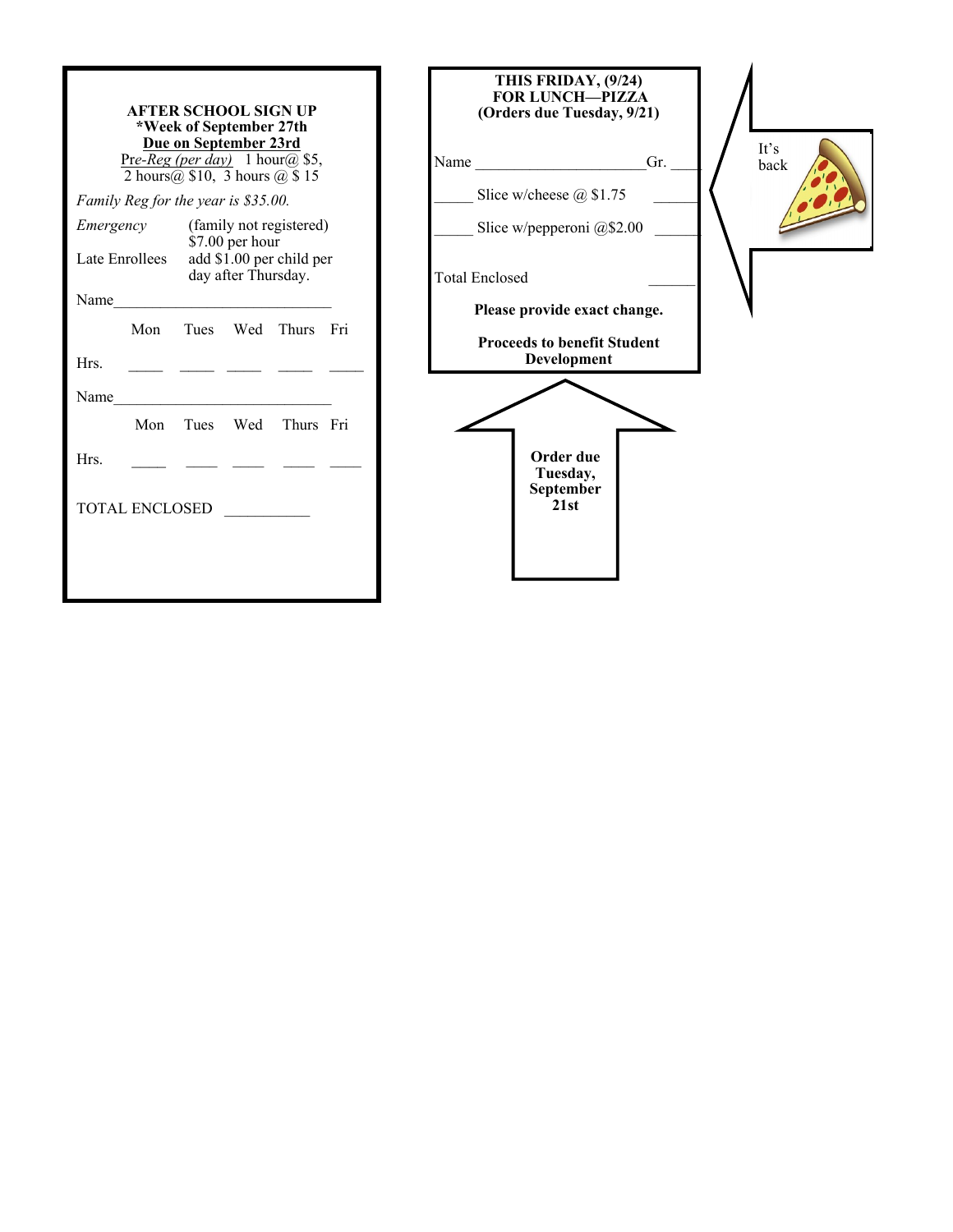**AFTER SCHOOL SIGN UP**
**\*Week of September 27th**
**<u>Due on September 23rd</u>**

*Pre-Reg (per day)* 1 hour@ $5, 2 hours@ $10, 3 hours @ $ 15

*Family Reg for the year is $35.00.*

| | |
|---|---|
| *Emergency* | (family not registered) $7.00 per hour |
| Late Enrollees | add $1.00 per child per day after Thursday. |

Name_____________________________

| | Mon | Tues | Wed | Thurs | Fri |
|---|---|---|---|---|---|
| Hrs. | ____ | ____ | ____ | ____ | ____ |

Name_____________________________

| | Mon | Tues | Wed | Thurs | Fri |
|---|---|---|---|---|---|
| Hrs. | ____ | ____ | ____ | ____ | ____ |

TOTAL ENCLOSED ___________

**THIS FRIDAY, (9/24)**
**FOR LUNCH—PIZZA**
**(Orders due Tuesday, 9/21)**

Name ______________________Gr. ____

_____ Slice w/cheese @ $1.75 ______

_____ Slice w/pepperoni @$2.00 ______

Total Enclosed ______

**Please provide exact change.**

**Proceeds to benefit Student Development**

It's back

**Order due Tuesday, September 21st**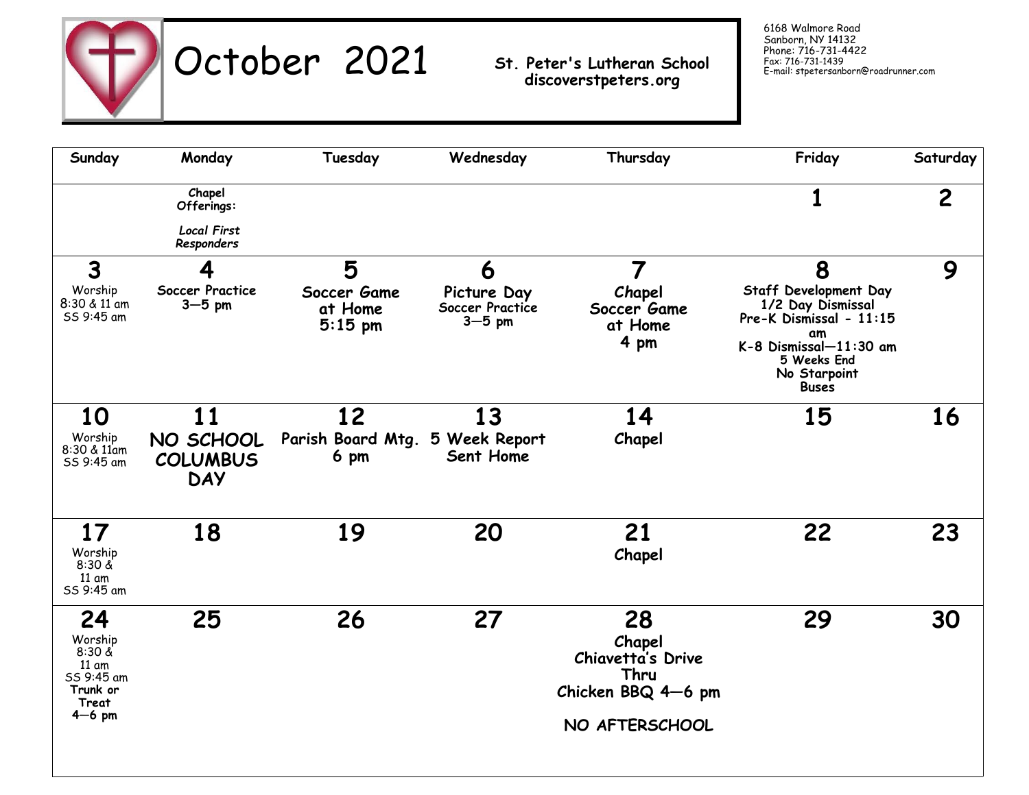# October 2021

**St. Peter's Lutheran School**
**discoverstpeters.org**

6168 Walmore Road
Sanborn, NY 14132
Phone: 716-731-4422
Fax: 716-731-1439
E-mail: stpetersanborn@roadrunner.com

| Sunday | Monday | Tuesday | Wednesday | Thursday | Friday | Saturday |
|---|---|---|---|---|---|---|
| | *Chapel Offerings:* *Local First Responders* | | | | **1** | **2** |
| **3** Worship 8:30 & 11 am SS 9:45 am | **4** Soccer Practice 3—5 pm | **5** Soccer Game at Home 5:15 pm | **6** Picture Day Soccer Practice 3—5 pm | **7** Chapel Soccer Game at Home 4 pm | **8** Staff Development Day 1/2 Day Dismissal Pre-K Dismissal - 11:15 am K-8 Dismissal—11:30 am 5 Weeks End No Starpoint Buses | **9** |
| **10** Worship 8:30 & 11am SS 9:45 am | **11** NO SCHOOL COLUMBUS DAY | **12** Parish Board Mtg. 6 pm | **13** 5 Week Report Sent Home | **14** Chapel | **15** | **16** |
| **17** Worship 8:30 & 11 am SS 9:45 am | **18** | **19** | **20** | **21** Chapel | **22** | **23** |
| **24** Worship 8:30 & 11 am SS 9:45 am Trunk or Treat 4—6 pm | **25** | **26** | **27** | **28** Chapel Chiavetta's Drive Thru Chicken BBQ 4—6 pm NO AFTERSCHOOL | **29** | **30** |